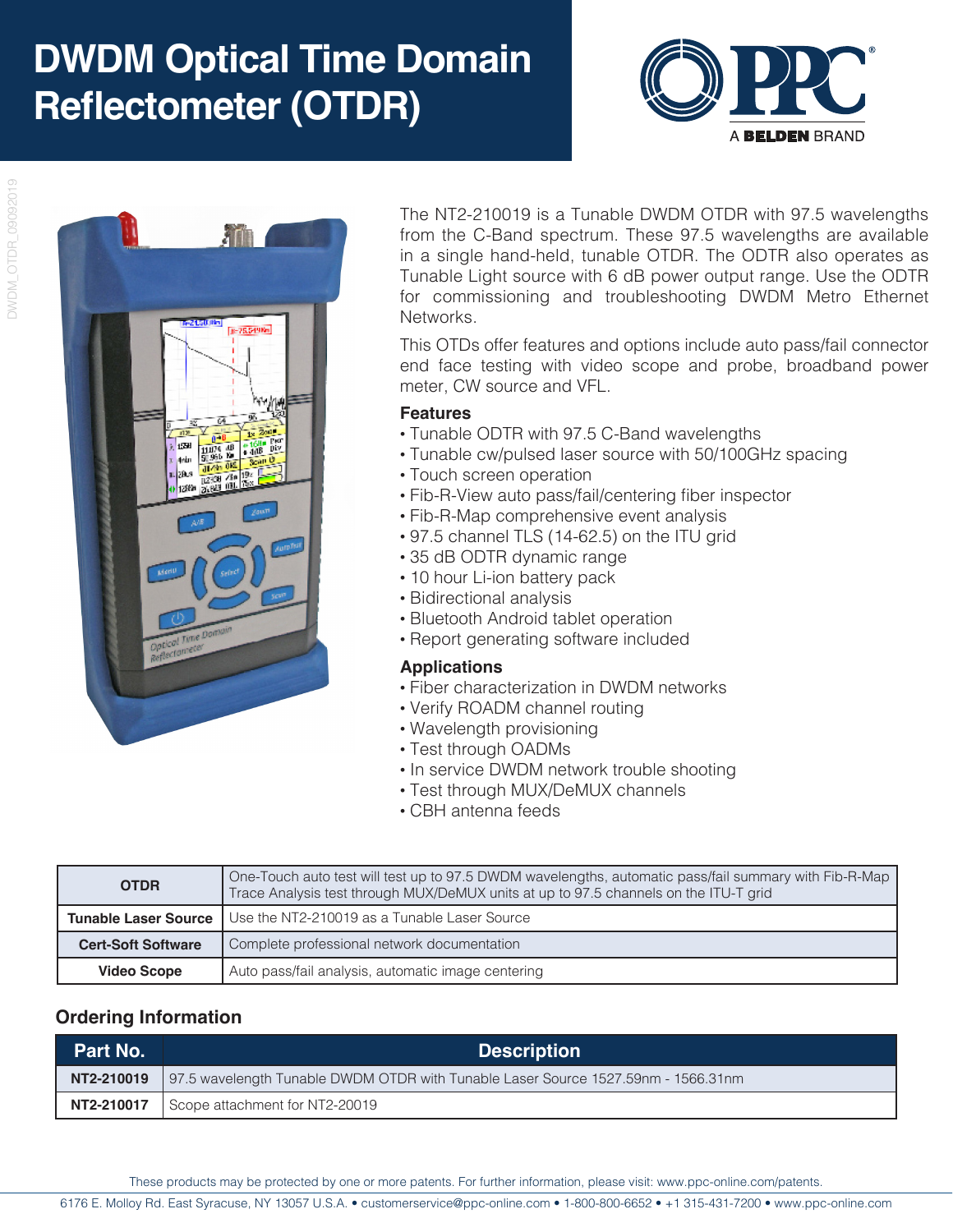# DWDM Optical Time Domain Reflectometer (OTDR)

The NT2-210019 is a Tunable DWDM OTDR with 97.5 wavelengths from the C-Band spectrum. These 97.5 wavelengths are available in a single hand-held, tunable OTDR. The ODTR also operates as Tunable Light source with 6 dB power output range. Use the ODTR for commissioning and troubleshooting DWDM Metro Ethernet Networks.

This OTDs offer features and options include auto pass/fail connector end face testing with video scope and probe, broadband power meter, CW source and VFL.

### Features

- Tunable ODTR with 97.5 C-Band wavelengths
- Tunable cw/pulsed laser source with 50/100GHz spacing
- Touch screen operation
- Fib-R-View auto pass/fail/centering fiber inspector
- Fib-R-Map comprehensive event analysis
- 97.5 channel TLS (14-62.5) on the ITU grid
- 35 dB ODTR dynamic range
- 10 hour Li-ion battery pack
- Bidirectional analysis
- Bluetooth Android tablet operation
- Report generating software included

### Applications

- Fiber characterization in DWDM networks
- Verify ROADM channel routing
- Wavelength provisioning
- Test through OADMs
- In service DWDM network trouble shooting
- Test through MUX/DeMUX channels
- CBH antenna feeds

| | |
|---|---|
| **OTDR** | One-Touch auto test will test up to 97.5 DWDM wavelengths, automatic pass/fail summary with Fib-R-Map Trace Analysis test through MUX/DeMUX units at up to 97.5 channels on the ITU-T grid |
| **Tunable Laser Source** | Use the NT2-210019 as a Tunable Laser Source |
| **Cert-Soft Software** | Complete professional network documentation |
| **Video Scope** | Auto pass/fail analysis, automatic image centering |

### Ordering Information

| Part No. | Description |
|---|---|
| **NT2-210019** | 97.5 wavelength Tunable DWDM OTDR with Tunable Laser Source 1527.59nm - 1566.31nm |
| **NT2-210017** | Scope attachment for NT2-20019 |

These products may be protected by one or more patents. For further information, please visit: www.ppc-online.com/patents.

6176 E. Molloy Rd. East Syracuse, NY 13057 U.S.A. • customerservice@ppc-online.com • 1-800-800-6652 • +1 315-431-7200 • www.ppc-online.com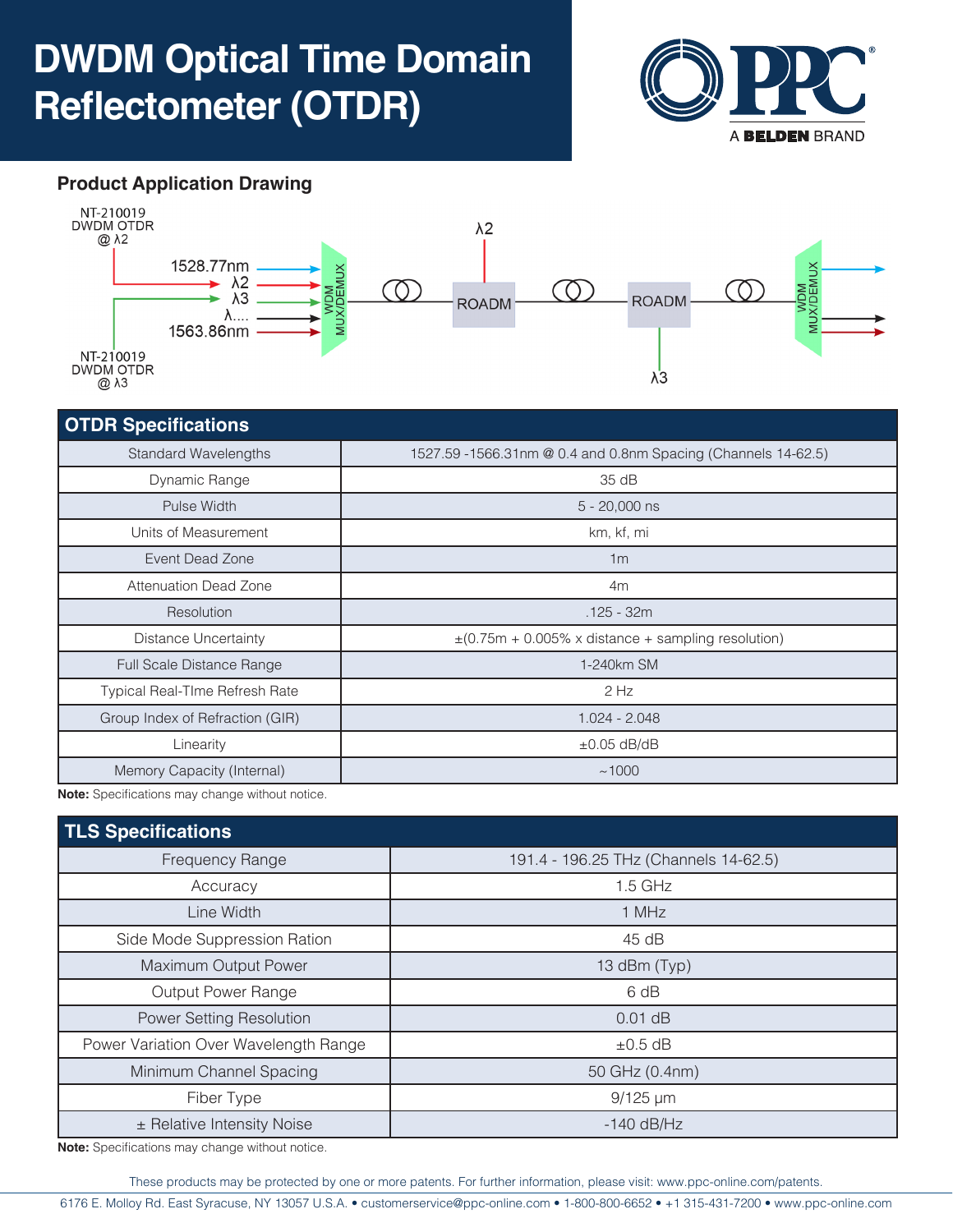# DWDM Optical Time Domain Reflectometer (OTDR)

## Product Application Drawing

NT-210019 DWDM OTDR @ λ2

1528.77nm

λ2

λ3

λ....

1563.86nm

NT-210019 DWDM OTDR @ λ3

WDM MUX/DEMUX

ROADM

ROADM

λ2

λ3

WDM MUX/DEMUX

| OTDR Specifications | |
|---|---|
| Standard Wavelengths | 1527.59 -1566.31nm @ 0.4 and 0.8nm Spacing (Channels 14-62.5) |
| Dynamic Range | 35 dB |
| Pulse Width | 5 - 20,000 ns |
| Units of Measurement | km, kf, mi |
| Event Dead Zone | 1m |
| Attenuation Dead Zone | 4m |
| Resolution | .125 - 32m |
| Distance Uncertainty | ±(0.75m + 0.005% x distance + sampling resolution) |
| Full Scale Distance Range | 1-240km SM |
| Typical Real-TIme Refresh Rate | 2 Hz |
| Group Index of Refraction (GIR) | 1.024 - 2.048 |
| Linearity | ±0.05 dB/dB |
| Memory Capacity (Internal) | ~1000 |

**Note:** Specifications may change without notice.

| TLS Specifications | |
|---|---|
| Frequency Range | 191.4 - 196.25 THz (Channels 14-62.5) |
| Accuracy | 1.5 GHz |
| Line Width | 1 MHz |
| Side Mode Suppression Ration | 45 dB |
| Maximum Output Power | 13 dBm (Typ) |
| Output Power Range | 6 dB |
| Power Setting Resolution | 0.01 dB |
| Power Variation Over Wavelength Range | ±0.5 dB |
| Minimum Channel Spacing | 50 GHz (0.4nm) |
| Fiber Type | 9/125 μm |
| ± Relative Intensity Noise | -140 dB/Hz |

**Note:** Specifications may change without notice.

These products may be protected by one or more patents. For further information, please visit: www.ppc-online.com/patents.

6176 E. Molloy Rd. East Syracuse, NY 13057 U.S.A. • customerservice@ppc-online.com • 1-800-800-6652 • +1 315-431-7200 • www.ppc-online.com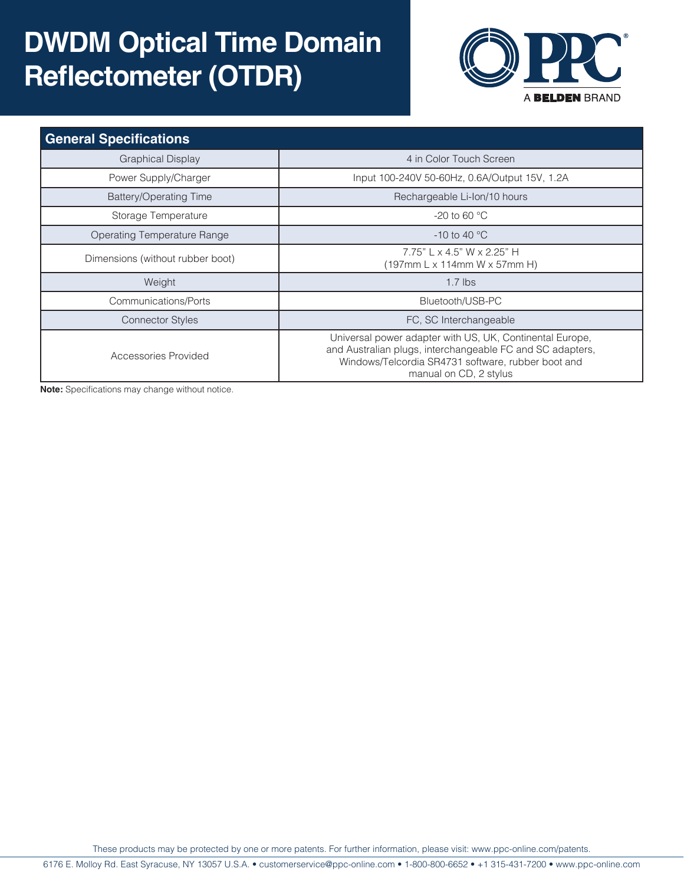# DWDM Optical Time Domain Reflectometer (OTDR)

PPC A BELDEN BRAND

| General Specifications | |
|---|---|
| Graphical Display | 4 in Color Touch Screen |
| Power Supply/Charger | Input 100-240V 50-60Hz, 0.6A/Output 15V, 1.2A |
| Battery/Operating Time | Rechargeable Li-Ion/10 hours |
| Storage Temperature | -20 to 60 °C |
| Operating Temperature Range | -10 to 40 °C |
| Dimensions (without rubber boot) | 7.75" L x 4.5" W x 2.25" H (197mm L x 114mm W x 57mm H) |
| Weight | 1.7 lbs |
| Communications/Ports | Bluetooth/USB-PC |
| Connector Styles | FC, SC Interchangeable |
| Accessories Provided | Universal power adapter with US, UK, Continental Europe, and Australian plugs, interchangeable FC and SC adapters, Windows/Telcordia SR4731 software, rubber boot and manual on CD, 2 stylus |

**Note:** Specifications may change without notice.

These products may be protected by one or more patents. For further information, please visit: www.ppc-online.com/patents.

6176 E. Molloy Rd. East Syracuse, NY 13057 U.S.A. • customerservice@ppc-online.com • 1-800-800-6652 • +1 315-431-7200 • www.ppc-online.com